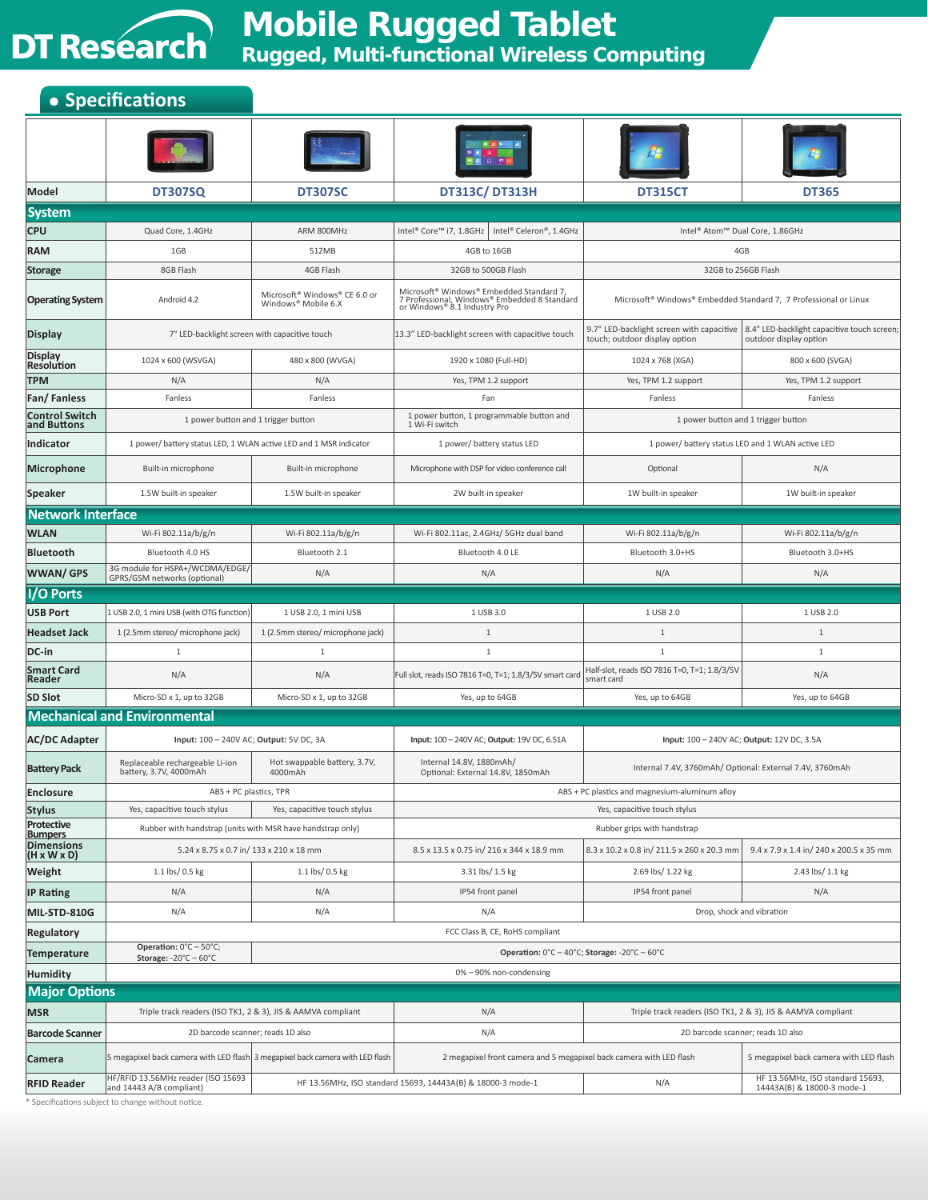# DT Research

# Mobile Rugged Tablet

## Rugged, Multi-functional Wireless Computing

## • Specifications

| Model | DT307SQ | DT307SC | DT313C/ DT313H | | DT315CT | DT365 |
|---|---|---|---|---|---|---|
| **System** | | | | | | |
| CPU | Quad Core, 1.4GHz | ARM 800MHz | Intel® Core™ i7, 1.8GHz | Intel® Celeron®, 1.4GHz | Intel® Atom™ Dual Core, 1.86GHz | |
| RAM | 1GB | 512MB | 4GB to 16GB | | 4GB | |
| Storage | 8GB Flash | 4GB Flash | 32GB to 500GB Flash | | 32GB to 256GB Flash | |
| Operating System | Android 4.2 | Microsoft® Windows® CE 6.0 or Windows® Mobile 6.X | Microsoft® Windows® Embedded Standard 7, 7 Professional, Windows® Embedded 8 Standard or Windows® 8.1 Industry Pro | | Microsoft® Windows® Embedded Standard 7, 7 Professional or Linux | |
| Display | 7" LED-backlight screen with capacitive touch | | 13.3" LED-backlight screen with capacitive touch | | 9.7" LED-backlight screen with capacitive touch; outdoor display option | 8.4" LED-backlight capacitive touch screen; outdoor display option |
| Display Resolution | 1024 x 600 (WSVGA) | 480 x 800 (WVGA) | 1920 x 1080 (Full-HD) | | 1024 x 768 (XGA) | 800 x 600 (SVGA) |
| TPM | N/A | N/A | Yes, TPM 1.2 support | | Yes, TPM 1.2 support | Yes, TPM 1.2 support |
| Fan/ Fanless | Fanless | Fanless | Fan | | Fanless | Fanless |
| Control Switch and Buttons | 1 power button and 1 trigger button | | 1 power button, 1 programmable button and 1 Wi-Fi switch | | 1 power button and 1 trigger button | |
| Indicator | 1 power/ battery status LED, 1 WLAN active LED and 1 MSR indicator | | 1 power/ battery status LED | | 1 power/ battery status LED and 1 WLAN active LED | |
| Microphone | Built-in microphone | Built-in microphone | Microphone with DSP for video conference call | | Optional | N/A |
| Speaker | 1.5W built-in speaker | 1.5W built-in speaker | 2W built-in speaker | | 1W built-in speaker | 1W built-in speaker |
| **Network Interface** | | | | | | |
| WLAN | Wi-Fi 802.11a/b/g/n | Wi-Fi 802.11a/b/g/n | Wi-Fi 802.11ac, 2.4GHz/ 5GHz dual band | | Wi-Fi 802.11a/b/g/n | Wi-Fi 802.11a/b/g/n |
| Bluetooth | Bluetooth 4.0 HS | Bluetooth 2.1 | Bluetooth 4.0 LE | | Bluetooth 3.0+HS | Bluetooth 3.0+HS |
| WWAN/ GPS | 3G module for HSPA+/WCDMA/EDGE/ GPRS/GSM networks (optional) | N/A | N/A | | N/A | N/A |
| **I/O Ports** | | | | | | |
| USB Port | 1 USB 2.0, 1 mini USB (with OTG function) | 1 USB 2.0, 1 mini USB | 1 USB 3.0 | | 1 USB 2.0 | 1 USB 2.0 |
| Headset Jack | 1 (2.5mm stereo/ microphone jack) | 1 (2.5mm stereo/ microphone jack) | 1 | | 1 | 1 |
| DC-in | 1 | 1 | 1 | | 1 | 1 |
| Smart Card Reader | N/A | N/A | Full slot, reads ISO 7816 T=0, T=1; 1.8/3/5V smart card | | Half-slot, reads ISO 7816 T=0, T=1; 1.8/3/5V smart card | N/A |
| SD Slot | Micro-SD x 1, up to 32GB | Micro-SD x 1, up to 32GB | Yes, up to 64GB | | Yes, up to 64GB | Yes, up to 64GB |
| **Mechanical and Environmental** | | | | | | |
| AC/DC Adapter | **Input:** 100 – 240V AC; **Output:** 5V DC, 3A | | **Input:** 100 – 240V AC; **Output:** 19V DC, 6.51A | | **Input:** 100 – 240V AC; **Output:** 12V DC, 3.5A | |
| Battery Pack | Replaceable rechargeable Li-ion battery, 3.7V, 4000mAh | Hot swappable battery, 3.7V, 4000mAh | Internal 14.8V, 1880mAh/ Optional: External 14.8V, 1850mAh | | Internal 7.4V, 3760mAh/ Optional: External 7.4V, 3760mAh | |
| Enclosure | ABS + PC plastics, TPR | | ABS + PC plastics and magnesium-aluminum alloy | | | |
| Stylus | Yes, capacitive touch stylus | Yes, capacitive touch stylus | Yes, capacitive touch stylus | | | |
| Protective Bumpers | Rubber with handstrap (units with MSR have handstrap only) | | Rubber grips with handstrap | | | |
| Dimensions (H x W x D) | 5.24 x 8.75 x 0.7 in/ 133 x 210 x 18 mm | | 8.5 x 13.5 x 0.75 in/ 216 x 344 x 18.9 mm | | 8.3 x 10.2 x 0.8 in/ 211.5 x 260 x 20.3 mm | 9.4 x 7.9 x 1.4 in/ 240 x 200.5 x 35 mm |
| Weight | 1.1 lbs/ 0.5 kg | 1.1 lbs/ 0.5 kg | 3.31 lbs/ 1.5 kg | | 2.69 lbs/ 1.22 kg | 2.43 lbs/ 1.1 kg |
| IP Rating | N/A | N/A | IP54 front panel | | IP54 front panel | N/A |
| MIL-STD-810G | N/A | N/A | N/A | | Drop, shock and vibration | |
| Regulatory | FCC Class B, CE, RoHS compliant | | | | | |
| Temperature | **Operation:** 0°C – 50°C; **Storage:** -20°C – 60°C | **Operation:** 0°C – 40°C; **Storage:** -20°C – 60°C | | | | |
| Humidity | 0% – 90% non-condensing | | | | | |
| **Major Options** | | | | | | |
| MSR | Triple track readers (ISO TK1, 2 & 3), JIS & AAMVA compliant | | N/A | | Triple track readers (ISO TK1, 2 & 3), JIS & AAMVA compliant | |
| Barcode Scanner | 2D barcode scanner; reads 1D also | | N/A | | 2D barcode scanner; reads 1D also | |
| Camera | 5 megapixel back camera with LED flash | 3 megapixel back camera with LED flash | 2 megapixel front camera and 5 megapixel back camera with LED flash | | | 5 megapixel back camera with LED flash |
| RFID Reader | HF/RFID 13.56MHz reader (ISO 15693 and 14443 A/B compliant) | HF 13.56MHz, ISO standard 15693, 14443A(B) & 18000-3 mode-1 | | | N/A | HF 13.56MHz, ISO standard 15693, 14443A(B) & 18000-3 mode-1 |

* Specifications subject to change without notice.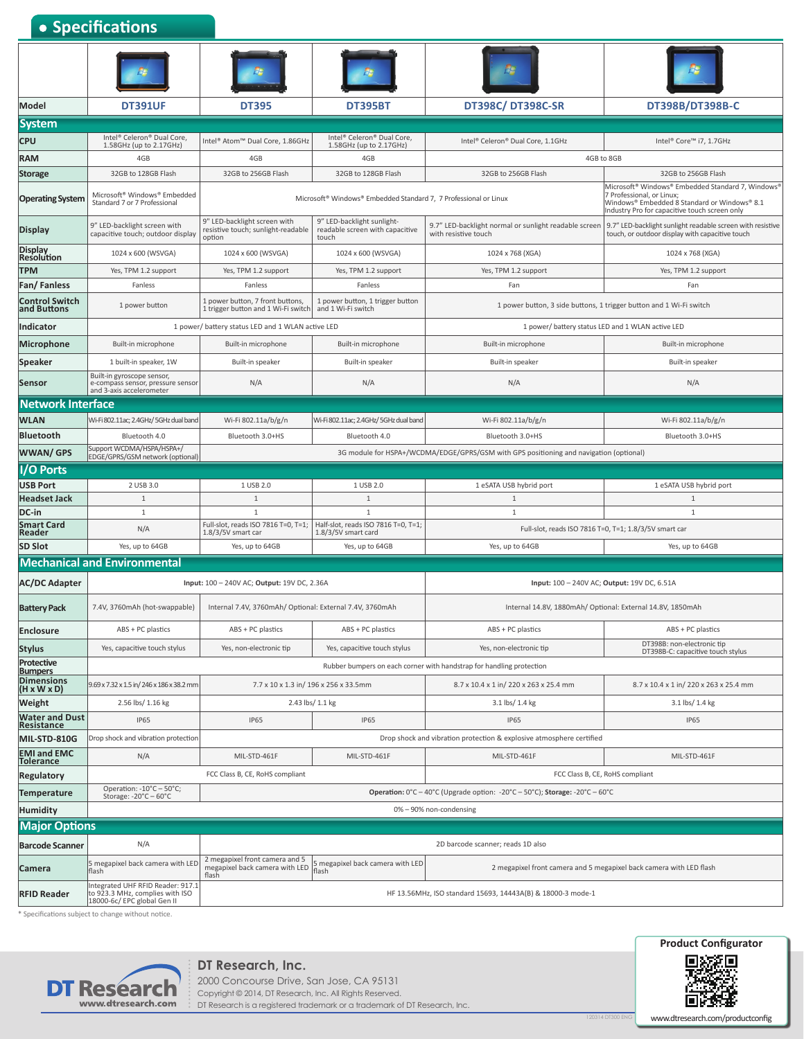## • Specifications

| Model | DT391UF | DT395 | DT395BT | DT398C/ DT398C-SR | DT398B/DT398B-C |
|---|---|---|---|---|---|
| **System** | | | | | |
| CPU | Intel® Celeron® Dual Core, 1.58GHz (up to 2.17GHz) | Intel® Atom™ Dual Core, 1.86GHz | Intel® Celeron® Dual Core, 1.58GHz (up to 2.17GHz) | Intel® Celeron® Dual Core, 1.1GHz | Intel® Core™ i7, 1.7GHz |
| RAM | 4GB | 4GB | 4GB | 4GB to 8GB | |
| Storage | 32GB to 128GB Flash | 32GB to 256GB Flash | 32GB to 128GB Flash | 32GB to 256GB Flash | 32GB to 256GB Flash |
| Operating System | Microsoft® Windows® Embedded Standard 7 or 7 Professional | Microsoft® Windows® Embedded Standard 7, 7 Professional or Linux | | | Microsoft® Windows® Embedded Standard 7, Windows® 7 Professional, or Linux; Windows® Embedded 8 Standard or Windows® 8.1 Industry Pro for capacitive touch screen only |
| Display | 9" LED-backlight screen with capacitive touch; outdoor display | 9" LED-backlight screen with resistive touch; sunlight-readable option | 9" LED-backlight sunlight-readable screen with capacitive touch | 9.7" LED-backlight normal or sunlight readable screen with resistive touch | 9.7" LED-backlight sunlight readable screen with resistive touch, or outdoor display with capacitive touch |
| Display Resolution | 1024 x 600 (WSVGA) | 1024 x 600 (WSVGA) | 1024 x 600 (WSVGA) | 1024 x 768 (XGA) | 1024 x 768 (XGA) |
| TPM | Yes, TPM 1.2 support | Yes, TPM 1.2 support | Yes, TPM 1.2 support | Yes, TPM 1.2 support | Yes, TPM 1.2 support |
| Fan/ Fanless | Fanless | Fanless | Fanless | Fan | Fan |
| Control Switch and Buttons | 1 power button | 1 power button, 7 front buttons, 1 trigger button and 1 Wi-Fi switch | 1 power button, 1 trigger button and 1 Wi-Fi switch | 1 power button, 3 side buttons, 1 trigger button and 1 Wi-Fi switch | |
| Indicator | 1 power/ battery status LED and 1 WLAN active LED | | | 1 power/ battery status LED and 1 WLAN active LED | |
| Microphone | Built-in microphone | Built-in microphone | Built-in microphone | Built-in microphone | Built-in microphone |
| Speaker | 1 built-in speaker, 1W | Built-in speaker | Built-in speaker | Built-in speaker | Built-in speaker |
| Sensor | Built-in gyroscope sensor, e-compass sensor, pressure sensor and 3-axis accelerometer | N/A | N/A | N/A | N/A |
| **Network Interface** | | | | | |
| WLAN | Wi-Fi 802.11ac; 2.4GHz/ 5GHz dual band | Wi-Fi 802.11a/b/g/n | Wi-Fi 802.11ac; 2.4GHz/ 5GHz dual band | Wi-Fi 802.11a/b/g/n | Wi-Fi 802.11a/b/g/n |
| Bluetooth | Bluetooth 4.0 | Bluetooth 3.0+HS | Bluetooth 4.0 | Bluetooth 3.0+HS | Bluetooth 3.0+HS |
| WWAN/ GPS | Support WCDMA/HSPA/HSPA+/ EDGE/GPRS/GSM network (optional) | 3G module for HSPA+/WCDMA/EDGE/GPRS/GSM with GPS positioning and navigation (optional) | | | |
| **I/O Ports** | | | | | |
| USB Port | 2 USB 3.0 | 1 USB 2.0 | 1 USB 2.0 | 1 eSATA USB hybrid port | 1 eSATA USB hybrid port |
| Headset Jack | 1 | 1 | 1 | 1 | 1 |
| DC-in | 1 | 1 | 1 | 1 | 1 |
| Smart Card Reader | N/A | Full-slot, reads ISO 7816 T=0, T=1; 1.8/3/5V smart car | Half-slot, reads ISO 7816 T=0, T=1; 1.8/3/5V smart card | Full-slot, reads ISO 7816 T=0, T=1; 1.8/3/5V smart car | |
| SD Slot | Yes, up to 64GB | Yes, up to 64GB | Yes, up to 64GB | Yes, up to 64GB | Yes, up to 64GB |
| **Mechanical and Environmental** | | | | | |
| AC/DC Adapter | **Input:** 100 – 240V AC; **Output:** 19V DC, 2.36A | | | **Input:** 100 – 240V AC; **Output:** 19V DC, 6.51A | |
| Battery Pack | 7.4V, 3760mAh (hot-swappable) | Internal 7.4V, 3760mAh/ Optional: External 7.4V, 3760mAh | | Internal 14.8V, 1880mAh/ Optional: External 14.8V, 1850mAh | |
| Enclosure | ABS + PC plastics | ABS + PC plastics | ABS + PC plastics | ABS + PC plastics | ABS + PC plastics |
| Stylus | Yes, capacitive touch stylus | Yes, non-electronic tip | Yes, capacitive touch stylus | Yes, non-electronic tip | DT398B: non-electronic tip DT398B-C: capacitive touch stylus |
| Protective Bumpers | Rubber bumpers on each corner with handstrap for handling protection | | | | |
| Dimensions (H x W x D) | 9.69 x 7.32 x 1.5 in/ 246 x 186 x 38.2 mm | 7.7 x 10 x 1.3 in/ 196 x 256 x 33.5mm | | 8.7 x 10.4 x 1 in/ 220 x 263 x 25.4 mm | 8.7 x 10.4 x 1 in/ 220 x 263 x 25.4 mm |
| Weight | 2.56 lbs/ 1.16 kg | 2.43 lbs/ 1.1 kg | | 3.1 lbs/ 1.4 kg | 3.1 lbs/ 1.4 kg |
| Water and Dust Resistance | IP65 | IP65 | IP65 | IP65 | IP65 |
| MIL-STD-810G | Drop shock and vibration protection | Drop shock and vibration protection & explosive atmosphere certified | | | |
| EMI and EMC Tolerance | N/A | MIL-STD-461F | MIL-STD-461F | MIL-STD-461F | MIL-STD-461F |
| Regulatory | FCC Class B, CE, RoHS compliant | | | FCC Class B, CE, RoHS compliant | |
| Temperature | Operation: -10°C – 50°C; Storage: -20°C – 60°C | **Operation:** 0°C – 40°C (Upgrade option: -20°C – 50°C); **Storage:** -20°C – 60°C | | | |
| Humidity | 0% – 90% non-condensing | | | | |
| **Major Options** | | | | | |
| Barcode Scanner | N/A | 2D barcode scanner; reads 1D also | | | |
| Camera | 5 megapixel back camera with LED flash | 2 megapixel front camera and 5 megapixel back camera with LED flash | 5 megapixel back camera with LED flash | 2 megapixel front camera and 5 megapixel back camera with LED flash | |
| RFID Reader | Integrated UHF RFID Reader: 917.1 to 923.3 MHz, complies with ISO 18000-6c/ EPC global Gen II | HF 13.56MHz, ISO standard 15693, 14443A(B) & 18000-3 mode-1 | | | |

\* Specifications subject to change without notice.

**DT Research, Inc.**
2000 Concourse Drive, San Jose, CA 95131
Copyright © 2014, DT Research, Inc. All Rights Reserved.
DT Research is a registered trademark or a trademark of DT Research, Inc.

www.dtresearch.com

**Product Configurator**
www.dtresearch.com/productconfig

120314 DT300 ENG